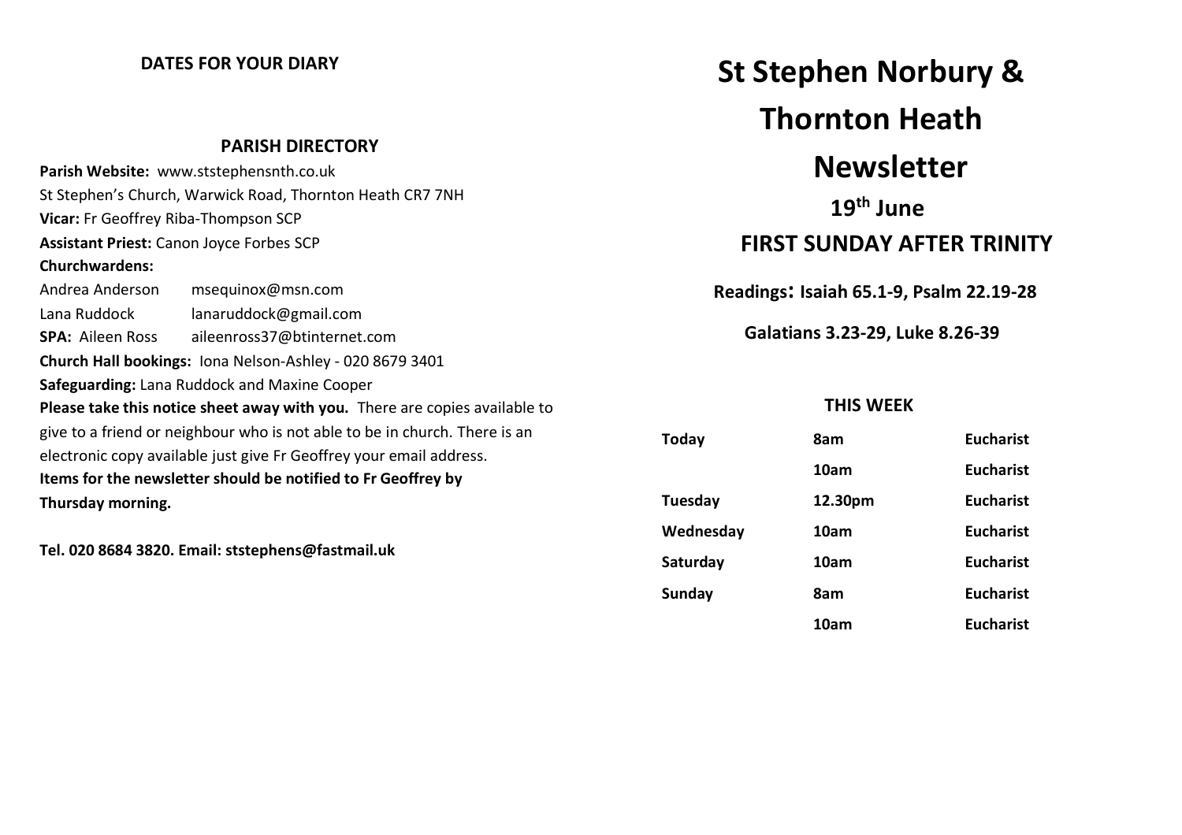**DATES FOR YOUR DIARY**

## PARISH DIRECTORY

**Parish Website:** www.ststephensnth.co.uk

St Stephen's Church, Warwick Road, Thornton Heath CR7 7NH

**Vicar:** Fr Geoffrey Riba-Thompson SCP

**Assistant Priest:** Canon Joyce Forbes SCP

**Churchwardens:**

| | |
|---|---|
| Andrea Anderson | msequinox@msn.com |
| Lana Ruddock | lanaruddock@gmail.com |
| **SPA:** Aileen Ross | aileenross37@btinternet.com |

**Church Hall bookings:** Iona Nelson-Ashley - 020 8679 3401

**Safeguarding:** Lana Ruddock and Maxine Cooper

**Please take this notice sheet away with you.** There are copies available to give to a friend or neighbour who is not able to be in church. There is an electronic copy available just give Fr Geoffrey your email address.

**Items for the newsletter should be notified to Fr Geoffrey by Thursday morning.**

**Tel. 020 8684 3820. Email: ststephens@fastmail.uk**

# St Stephen Norbury & Thornton Heath Newsletter

## 19th June

## FIRST SUNDAY AFTER TRINITY

**Readings: Isaiah 65.1-9, Psalm 22.19-28**

**Galatians 3.23-29, Luke 8.26-39**

### THIS WEEK

| | | |
|---|---|---|
| **Today** | **8am** | **Eucharist** |
| | **10am** | **Eucharist** |
| **Tuesday** | **12.30pm** | **Eucharist** |
| **Wednesday** | **10am** | **Eucharist** |
| **Saturday** | **10am** | **Eucharist** |
| **Sunday** | **8am** | **Eucharist** |
| | **10am** | **Eucharist** |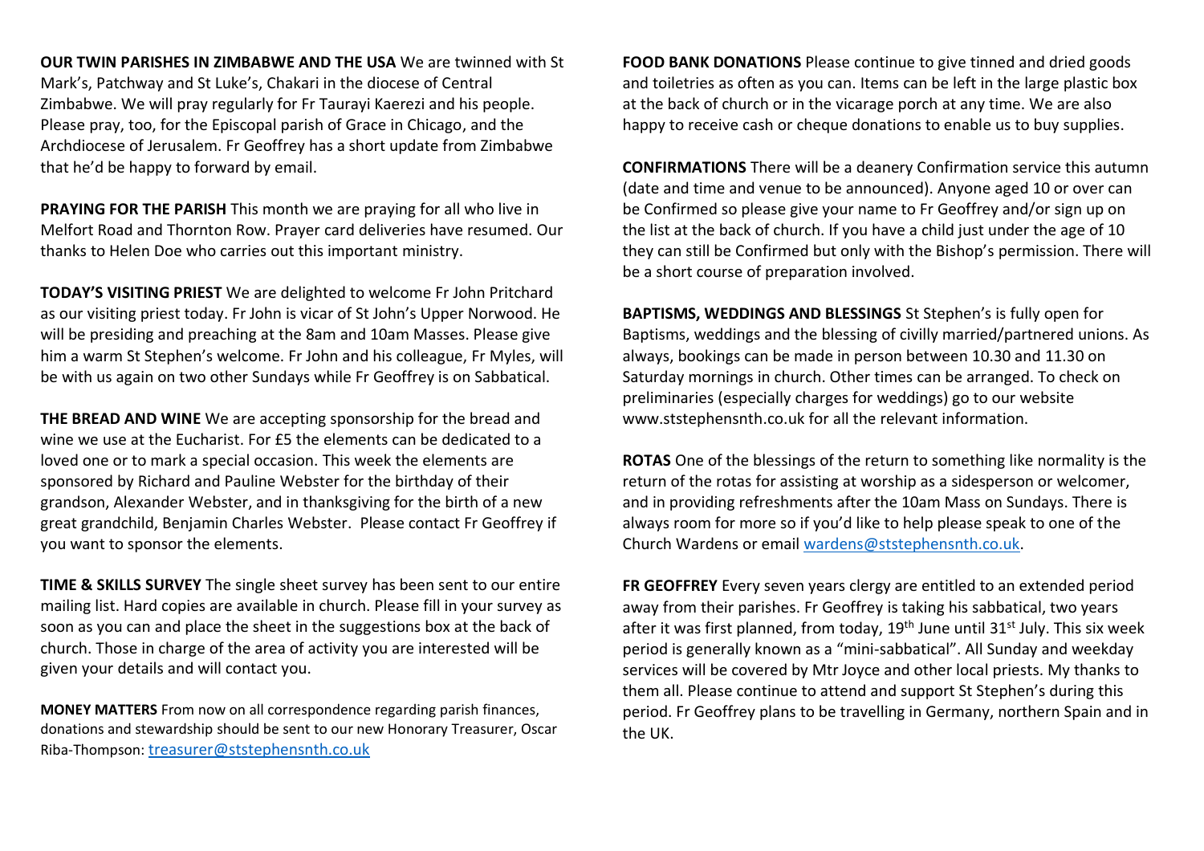**OUR TWIN PARISHES IN ZIMBABWE AND THE USA** We are twinned with St Mark's, Patchway and St Luke's, Chakari in the diocese of Central Zimbabwe. We will pray regularly for Fr Taurayi Kaerezi and his people. Please pray, too, for the Episcopal parish of Grace in Chicago, and the Archdiocese of Jerusalem. Fr Geoffrey has a short update from Zimbabwe that he'd be happy to forward by email.

**PRAYING FOR THE PARISH** This month we are praying for all who live in Melfort Road and Thornton Row. Prayer card deliveries have resumed. Our thanks to Helen Doe who carries out this important ministry.

**TODAY'S VISITING PRIEST** We are delighted to welcome Fr John Pritchard as our visiting priest today. Fr John is vicar of St John's Upper Norwood. He will be presiding and preaching at the 8am and 10am Masses. Please give him a warm St Stephen's welcome. Fr John and his colleague, Fr Myles, will be with us again on two other Sundays while Fr Geoffrey is on Sabbatical.

**THE BREAD AND WINE** We are accepting sponsorship for the bread and wine we use at the Eucharist. For £5 the elements can be dedicated to a loved one or to mark a special occasion. This week the elements are sponsored by Richard and Pauline Webster for the birthday of their grandson, Alexander Webster, and in thanksgiving for the birth of a new great grandchild, Benjamin Charles Webster. Please contact Fr Geoffrey if you want to sponsor the elements.

**TIME & SKILLS SURVEY** The single sheet survey has been sent to our entire mailing list. Hard copies are available in church. Please fill in your survey as soon as you can and place the sheet in the suggestions box at the back of church. Those in charge of the area of activity you are interested will be given your details and will contact you.

**MONEY MATTERS** From now on all correspondence regarding parish finances, donations and stewardship should be sent to our new Honorary Treasurer, Oscar Riba-Thompson: treasurer@ststephensnth.co.uk

**FOOD BANK DONATIONS** Please continue to give tinned and dried goods and toiletries as often as you can. Items can be left in the large plastic box at the back of church or in the vicarage porch at any time. We are also happy to receive cash or cheque donations to enable us to buy supplies.

**CONFIRMATIONS** There will be a deanery Confirmation service this autumn (date and time and venue to be announced). Anyone aged 10 or over can be Confirmed so please give your name to Fr Geoffrey and/or sign up on the list at the back of church. If you have a child just under the age of 10 they can still be Confirmed but only with the Bishop's permission. There will be a short course of preparation involved.

**BAPTISMS, WEDDINGS AND BLESSINGS** St Stephen's is fully open for Baptisms, weddings and the blessing of civilly married/partnered unions. As always, bookings can be made in person between 10.30 and 11.30 on Saturday mornings in church. Other times can be arranged. To check on preliminaries (especially charges for weddings) go to our website www.ststephensnth.co.uk for all the relevant information.

**ROTAS** One of the blessings of the return to something like normality is the return of the rotas for assisting at worship as a sidesperson or welcomer, and in providing refreshments after the 10am Mass on Sundays. There is always room for more so if you'd like to help please speak to one of the Church Wardens or email wardens@ststephensnth.co.uk.

**FR GEOFFREY** Every seven years clergy are entitled to an extended period away from their parishes. Fr Geoffrey is taking his sabbatical, two years after it was first planned, from today, 19th June until 31st July. This six week period is generally known as a "mini-sabbatical". All Sunday and weekday services will be covered by Mtr Joyce and other local priests. My thanks to them all. Please continue to attend and support St Stephen's during this period. Fr Geoffrey plans to be travelling in Germany, northern Spain and in the UK.